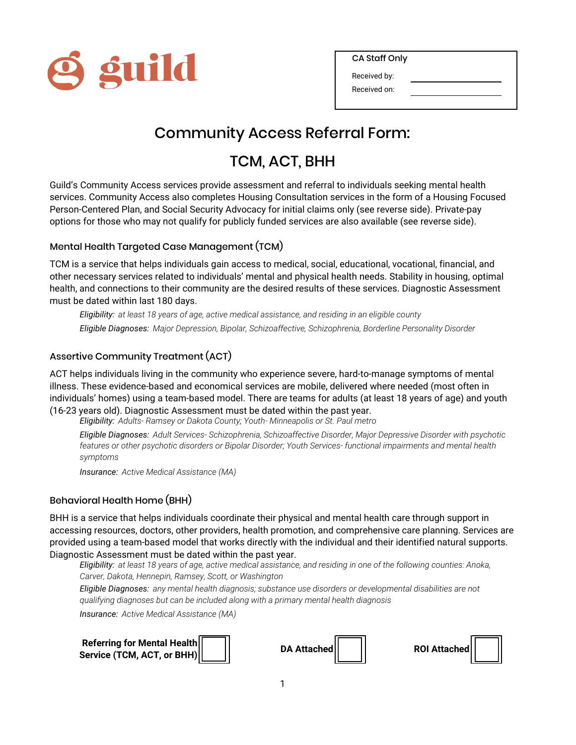guild

| CA Staff Only | |
|---|---|
| Received by: | |
| Received on: | |

# Community Access Referral Form:

# TCM, ACT, BHH

Guild's Community Access services provide assessment and referral to individuals seeking mental health services. Community Access also completes Housing Consultation services in the form of a Housing Focused Person-Centered Plan, and Social Security Advocacy for initial claims only (see reverse side). Private-pay options for those who may not qualify for publicly funded services are also available (see reverse side).

### Mental Health Targeted Case Management (TCM)

TCM is a service that helps individuals gain access to medical, social, educational, vocational, financial, and other necessary services related to individuals' mental and physical health needs. Stability in housing, optimal health, and connections to their community are the desired results of these services. Diagnostic Assessment must be dated within last 180 days.

*Eligibility: at least 18 years of age, active medical assistance, and residing in an eligible county*

*Eligible Diagnoses: Major Depression, Bipolar, Schizoaffective, Schizophrenia, Borderline Personality Disorder*

### Assertive Community Treatment (ACT)

ACT helps individuals living in the community who experience severe, hard-to-manage symptoms of mental illness. These evidence-based and economical services are mobile, delivered where needed (most often in individuals' homes) using a team-based model. There are teams for adults (at least 18 years of age) and youth (16-23 years old). Diagnostic Assessment must be dated within the past year.

*Eligibility: Adults- Ramsey or Dakota County; Youth- Minneapolis or St. Paul metro*

*Eligible Diagnoses: Adult Services- Schizophrenia, Schizoaffective Disorder, Major Depressive Disorder with psychotic features or other psychotic disorders or Bipolar Disorder; Youth Services- functional impairments and mental health symptoms*

*Insurance: Active Medical Assistance (MA)*

### Behavioral Health Home (BHH)

BHH is a service that helps individuals coordinate their physical and mental health care through support in accessing resources, doctors, other providers, health promotion, and comprehensive care planning. Services are provided using a team-based model that works directly with the individual and their identified natural supports. Diagnostic Assessment must be dated within the past year.

*Eligibility: at least 18 years of age, active medical assistance, and residing in one of the following counties: Anoka, Carver, Dakota, Hennepin, Ramsey, Scott, or Washington*

*Eligible Diagnoses: any mental health diagnosis; substance use disorders or developmental disabilities are not qualifying diagnoses but can be included along with a primary mental health diagnosis*

*Insurance: Active Medical Assistance (MA)*

**Referring for Mental Health Service (TCM, ACT, or BHH)** ☐ **DA Attached** ☐ **ROI Attached** ☐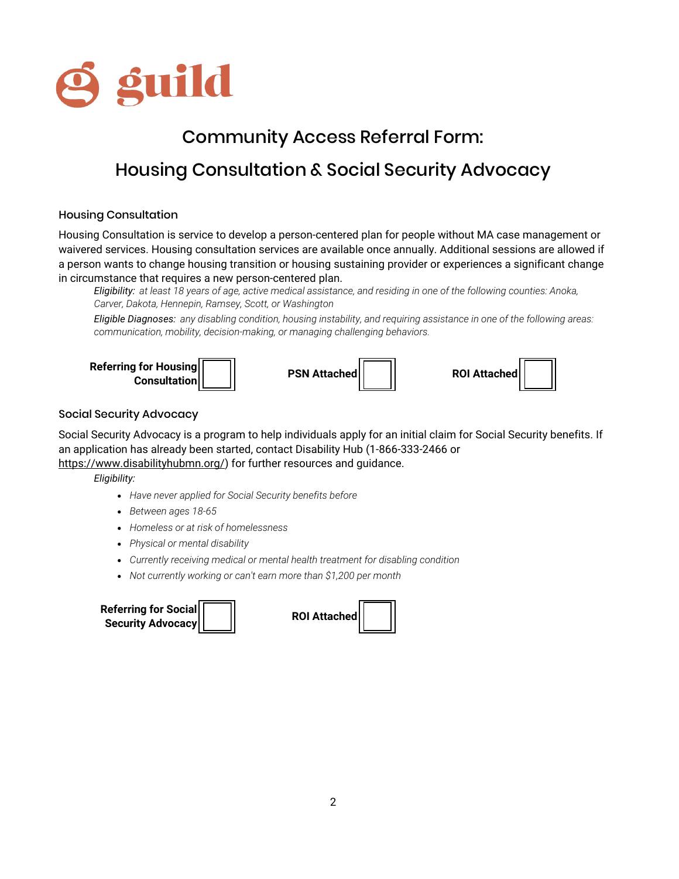guild

# Community Access Referral Form:

# Housing Consultation & Social Security Advocacy

## Housing Consultation

Housing Consultation is service to develop a person-centered plan for people without MA case management or waivered services. Housing consultation services are available once annually. Additional sessions are allowed if a person wants to change housing transition or housing sustaining provider or experiences a significant change in circumstance that requires a new person-centered plan.

*Eligibility:* *at least 18 years of age, active medical assistance, and residing in one of the following counties: Anoka, Carver, Dakota, Hennepin, Ramsey, Scott, or Washington*

*Eligible Diagnoses:* *any disabling condition, housing instability, and requiring assistance in one of the following areas: communication, mobility, decision-making, or managing challenging behaviors.*

**Referring for Housing Consultation** ☐ **PSN Attached** ☐ **ROI Attached** ☐

## Social Security Advocacy

Social Security Advocacy is a program to help individuals apply for an initial claim for Social Security benefits. If an application has already been started, contact Disability Hub (1-866-333-2466 or https://www.disabilityhubmn.org/) for further resources and guidance.

*Eligibility:*

- *Have never applied for Social Security benefits before*
- *Between ages 18-65*
- *Homeless or at risk of homelessness*
- *Physical or mental disability*
- *Currently receiving medical or mental health treatment for disabling condition*
- *Not currently working or can't earn more than $1,200 per month*

**Referring for Social Security Advocacy** ☐ **ROI Attached** ☐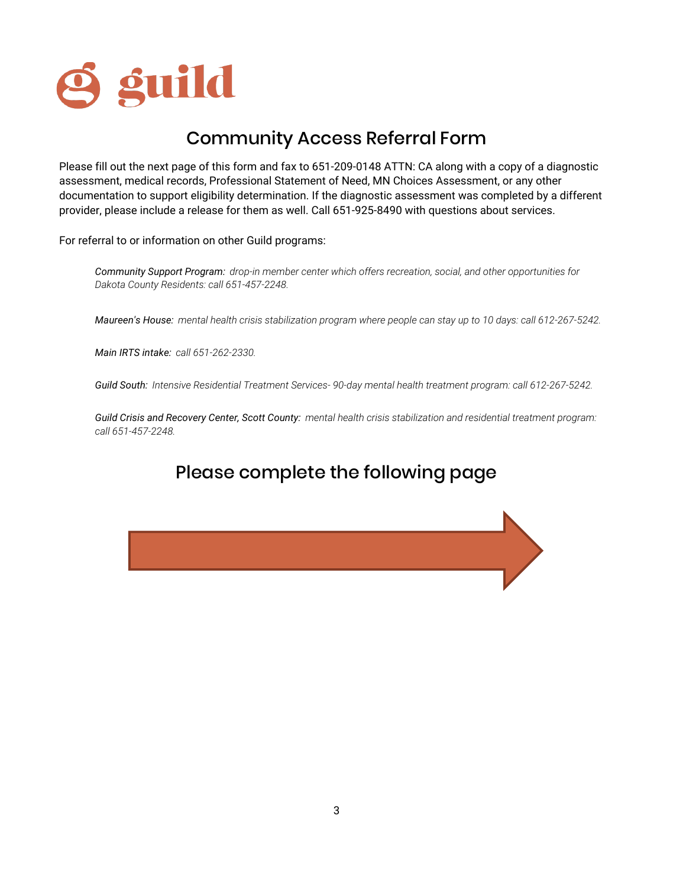guild

# Community Access Referral Form

Please fill out the next page of this form and fax to 651-209-0148 ATTN: CA along with a copy of a diagnostic assessment, medical records, Professional Statement of Need, MN Choices Assessment, or any other documentation to support eligibility determination. If the diagnostic assessment was completed by a different provider, please include a release for them as well. Call 651-925-8490 with questions about services.

For referral to or information on other Guild programs:

*Community Support Program: drop-in member center which offers recreation, social, and other opportunities for Dakota County Residents: call 651-457-2248.*

*Maureen's House: mental health crisis stabilization program where people can stay up to 10 days: call 612-267-5242.*

*Main IRTS intake: call 651-262-2330.*

*Guild South: Intensive Residential Treatment Services- 90-day mental health treatment program: call 612-267-5242.*

*Guild Crisis and Recovery Center, Scott County: mental health crisis stabilization and residential treatment program: call 651-457-2248.*

## Please complete the following page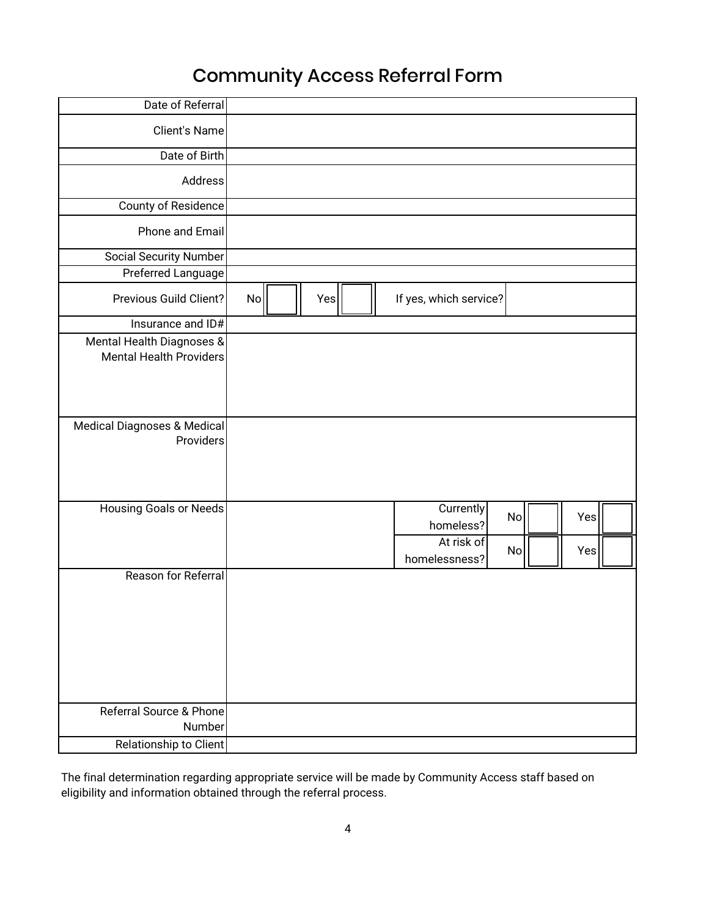# Community Access Referral Form

| | | | | | | | | |
|---|---|---|---|---|---|---|---|---|
| Date of Referral | | | | | | | | |
| Client's Name | | | | | | | | |
| Date of Birth | | | | | | | | |
| Address | | | | | | | | |
| County of Residence | | | | | | | | |
| Phone and Email | | | | | | | | |
| Social Security Number | | | | | | | | |
| Preferred Language | | | | | | | | |
| Previous Guild Client? | No | ☐ | Yes | ☐ | If yes, which service? | | | |
| Insurance and ID# | | | | | | | | |
| Mental Health Diagnoses & Mental Health Providers | | | | | | | | |
| Medical Diagnoses & Medical Providers | | | | | | | | |
| Housing Goals or Needs | | | | | Currently homeless? | No ☐ | Yes ☐ | |
| | | | | | At risk of homelessness? | No ☐ | Yes ☐ | |
| Reason for Referral | | | | | | | | |
| Referral Source & Phone Number | | | | | | | | |
| Relationship to Client | | | | | | | | |

The final determination regarding appropriate service will be made by Community Access staff based on eligibility and information obtained through the referral process.